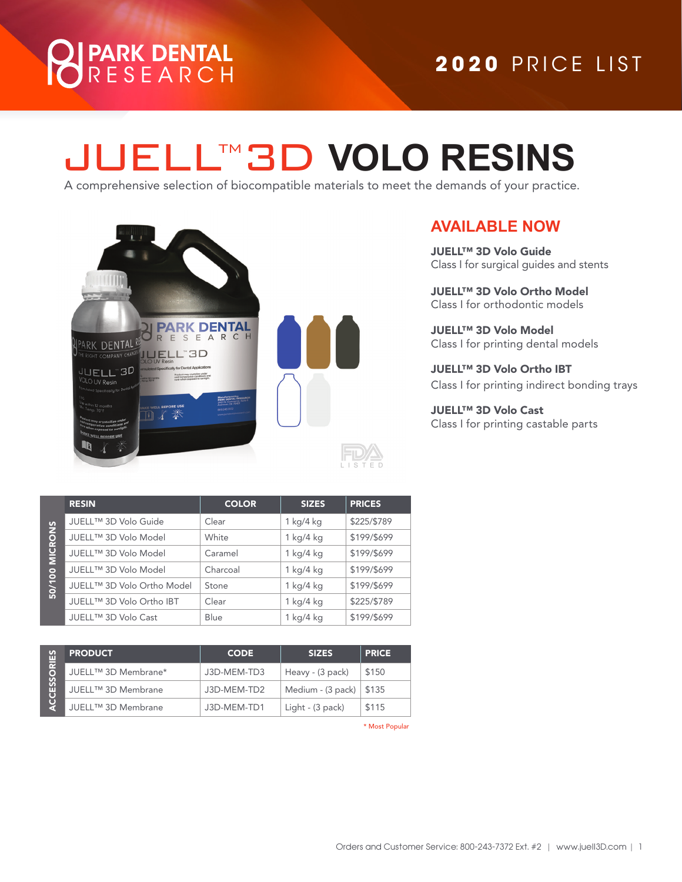# PARK DENTAL RESEARCH

## 2020 PRICE LIST

# JUELL™ 3D VOLO RESINS

A comprehensive selection of biocompatible materials to meet the demands of your practice.

FDA LISTED

## AVAILABLE NOW

**JUELL™ 3D Volo Guide**
Class I for surgical guides and stents

**JUELL™ 3D Volo Ortho Model**
Class I for orthodontic models

**JUELL™ 3D Volo Model**
Class I for printing dental models

**JUELL™ 3D Volo Ortho IBT**
Class I for printing indirect bonding trays

**JUELL™ 3D Volo Cast**
Class I for printing castable parts

**50/100 MICRONS**

| RESIN | COLOR | SIZES | PRICES |
|---|---|---|---|
| JUELL™ 3D Volo Guide | Clear | 1 kg/4 kg | $225/$789 |
| JUELL™ 3D Volo Model | White | 1 kg/4 kg | $199/$699 |
| JUELL™ 3D Volo Model | Caramel | 1 kg/4 kg | $199/$699 |
| JUELL™ 3D Volo Model | Charcoal | 1 kg/4 kg | $199/$699 |
| JUELL™ 3D Volo Ortho Model | Stone | 1 kg/4 kg | $199/$699 |
| JUELL™ 3D Volo Ortho IBT | Clear | 1 kg/4 kg | $225/$789 |
| JUELL™ 3D Volo Cast | Blue | 1 kg/4 kg | $199/$699 |

**ACCESSORIES**

| PRODUCT | CODE | SIZES | PRICE |
|---|---|---|---|
| JUELL™ 3D Membrane* | J3D-MEM-TD3 | Heavy - (3 pack) | $150 |
| JUELL™ 3D Membrane | J3D-MEM-TD2 | Medium - (3 pack) | $135 |
| JUELL™ 3D Membrane | J3D-MEM-TD1 | Light - (3 pack) | $115 |

* Most Popular

Orders and Customer Service: 800-243-7372 Ext. #2 | www.juell3D.com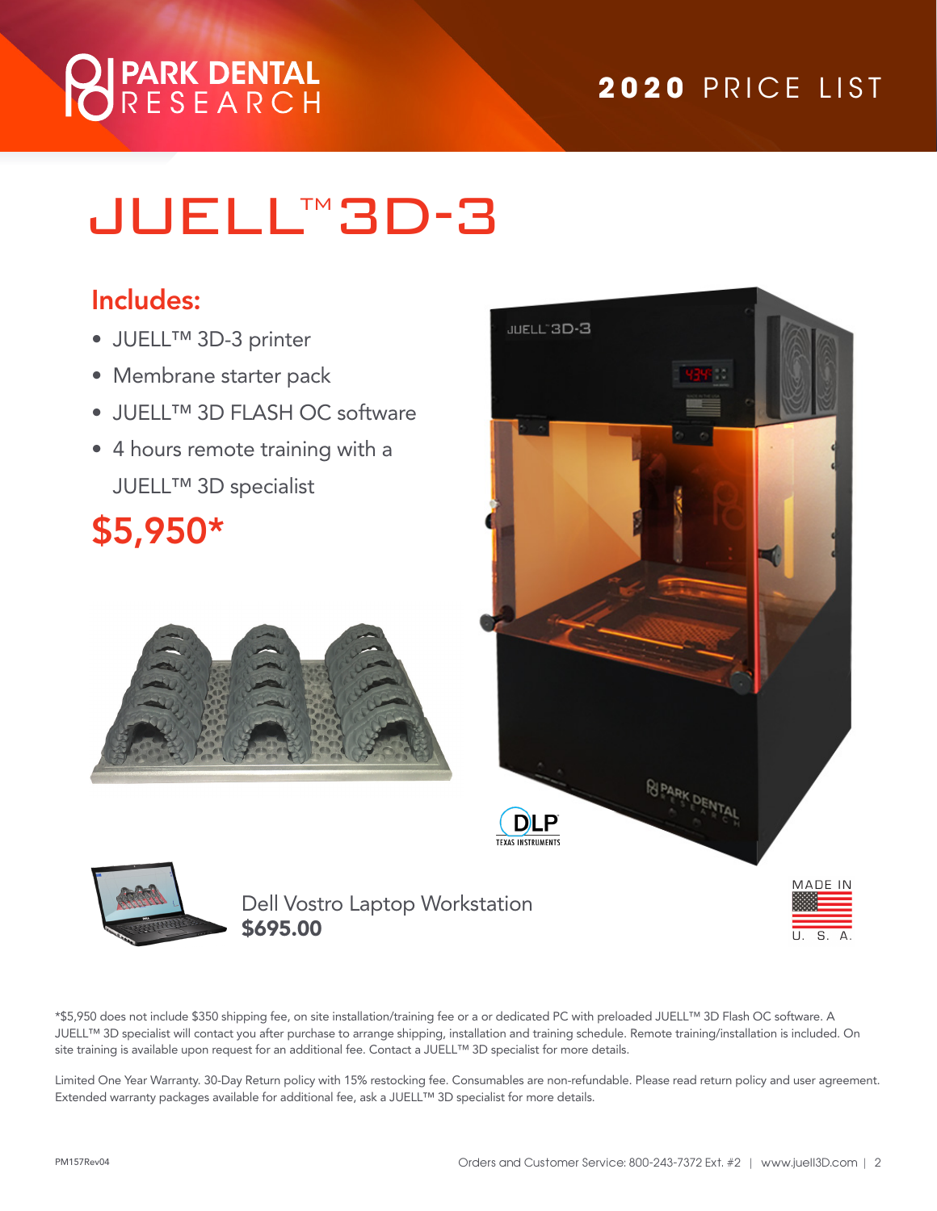# JUELL™ 3D-3

## Includes:

- JUELL™ 3D-3 printer
- Membrane starter pack
- JUELL™ 3D FLASH OC software
- 4 hours remote training with a JUELL™ 3D specialist

**$5,950***

Dell Vostro Laptop Workstation
**$695.00**

MADE IN U. S. A.

*$5,950 does not include $350 shipping fee, on site installation/training fee or a or dedicated PC with preloaded JUELL™ 3D Flash OC software. A JUELL™ 3D specialist will contact you after purchase to arrange shipping, installation and training schedule. Remote training/installation is included. On site training is available upon request for an additional fee. Contact a JUELL™ 3D specialist for more details.

Limited One Year Warranty. 30-Day Return policy with 15% restocking fee. Consumables are non-refundable. Please read return policy and user agreement. Extended warranty packages available for additional fee, ask a JUELL™ 3D specialist for more details.

PM157Rev04

Orders and Customer Service: 800-243-7372 Ext. #2 | www.juell3D.com